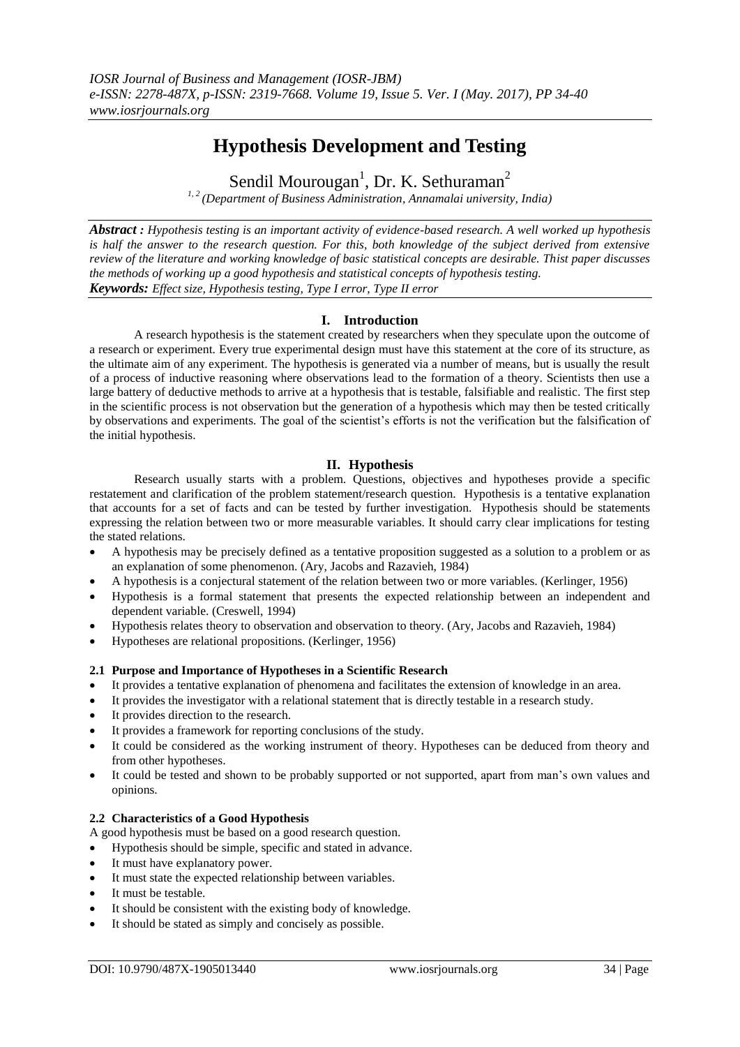# Hypothesis Development and Testing

Sendil Mourougan[1], Dr. K. Sethuraman[2]

[1, 2] (Department of Business Administration, Annamalai university, India)

***Abstract :*** *Hypothesis testing is an important activity of evidence-based research. A well worked up hypothesis is half the answer to the research question. For this, both knowledge of the subject derived from extensive review of the literature and working knowledge of basic statistical concepts are desirable. Thist paper discusses the methods of working up a good hypothesis and statistical concepts of hypothesis testing.*

***Keywords:*** *Effect size, Hypothesis testing, Type I error, Type II error*

## I. Introduction

A research hypothesis is the statement created by researchers when they speculate upon the outcome of a research or experiment. Every true experimental design must have this statement at the core of its structure, as the ultimate aim of any experiment. The hypothesis is generated via a number of means, but is usually the result of a process of inductive reasoning where observations lead to the formation of a theory. Scientists then use a large battery of deductive methods to arrive at a hypothesis that is testable, falsifiable and realistic. The first step in the scientific process is not observation but the generation of a hypothesis which may then be tested critically by observations and experiments. The goal of the scientist's efforts is not the verification but the falsification of the initial hypothesis.

## II. Hypothesis

Research usually starts with a problem. Questions, objectives and hypotheses provide a specific restatement and clarification of the problem statement/research question. Hypothesis is a tentative explanation that accounts for a set of facts and can be tested by further investigation. Hypothesis should be statements expressing the relation between two or more measurable variables. It should carry clear implications for testing the stated relations.

- A hypothesis may be precisely defined as a tentative proposition suggested as a solution to a problem or as an explanation of some phenomenon. (Ary, Jacobs and Razavieh, 1984)
- A hypothesis is a conjectural statement of the relation between two or more variables. (Kerlinger, 1956)
- Hypothesis is a formal statement that presents the expected relationship between an independent and dependent variable. (Creswell, 1994)
- Hypothesis relates theory to observation and observation to theory. (Ary, Jacobs and Razavieh, 1984)
- Hypotheses are relational propositions. (Kerlinger, 1956)

### 2.1 Purpose and Importance of Hypotheses in a Scientific Research

- It provides a tentative explanation of phenomena and facilitates the extension of knowledge in an area.
- It provides the investigator with a relational statement that is directly testable in a research study.
- It provides direction to the research.
- It provides a framework for reporting conclusions of the study.
- It could be considered as the working instrument of theory. Hypotheses can be deduced from theory and from other hypotheses.
- It could be tested and shown to be probably supported or not supported, apart from man's own values and opinions.

### 2.2 Characteristics of a Good Hypothesis

A good hypothesis must be based on a good research question.

- Hypothesis should be simple, specific and stated in advance.
- It must have explanatory power.
- It must state the expected relationship between variables.
- It must be testable.
- It should be consistent with the existing body of knowledge.
- It should be stated as simply and concisely as possible.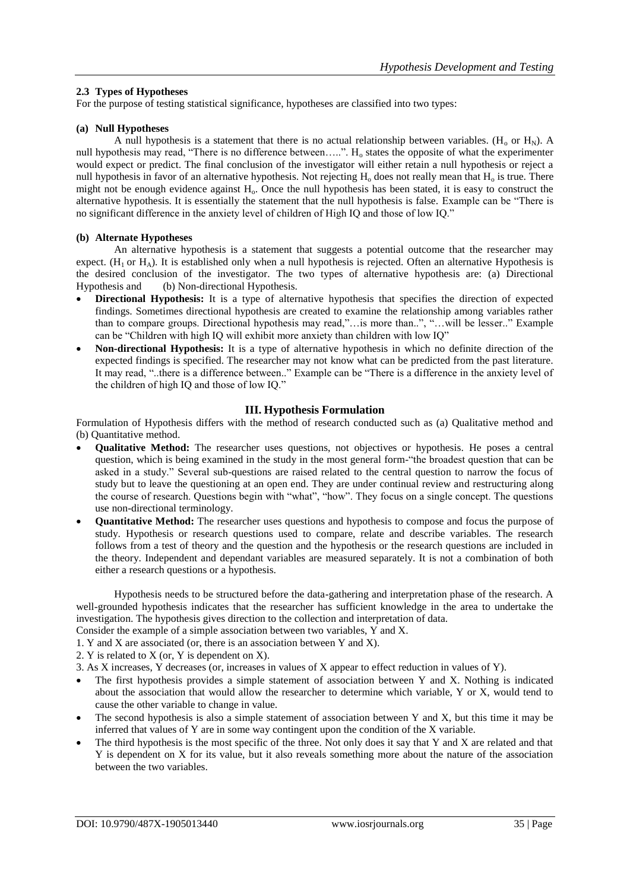### 2.3 Types of Hypotheses

For the purpose of testing statistical significance, hypotheses are classified into two types:

#### (a) Null Hypotheses

A null hypothesis is a statement that there is no actual relationship between variables. ($H_o$ or $H_N$). A null hypothesis may read, "There is no difference between…..". $H_o$ states the opposite of what the experimenter would expect or predict. The final conclusion of the investigator will either retain a null hypothesis or reject a null hypothesis in favor of an alternative hypothesis. Not rejecting $H_o$ does not really mean that $H_o$ is true. There might not be enough evidence against $H_o$. Once the null hypothesis has been stated, it is easy to construct the alternative hypothesis. It is essentially the statement that the null hypothesis is false. Example can be "There is no significant difference in the anxiety level of children of High IQ and those of low IQ."

#### (b) Alternate Hypotheses

An alternative hypothesis is a statement that suggests a potential outcome that the researcher may expect. ($H_1$ or $H_A$). It is established only when a null hypothesis is rejected. Often an alternative Hypothesis is the desired conclusion of the investigator. The two types of alternative hypothesis are: (a) Directional Hypothesis and (b) Non-directional Hypothesis.

- **Directional Hypothesis:** It is a type of alternative hypothesis that specifies the direction of expected findings. Sometimes directional hypothesis are created to examine the relationship among variables rather than to compare groups. Directional hypothesis may read,"…is more than..", "…will be lesser.." Example can be "Children with high IQ will exhibit more anxiety than children with low IQ"
- **Non-directional Hypothesis:** It is a type of alternative hypothesis in which no definite direction of the expected findings is specified. The researcher may not know what can be predicted from the past literature. It may read, "..there is a difference between.." Example can be "There is a difference in the anxiety level of the children of high IQ and those of low IQ."

## III. Hypothesis Formulation

Formulation of Hypothesis differs with the method of research conducted such as (a) Qualitative method and (b) Quantitative method.

- **Qualitative Method:** The researcher uses questions, not objectives or hypothesis. He poses a central question, which is being examined in the study in the most general form-"the broadest question that can be asked in a study." Several sub-questions are raised related to the central question to narrow the focus of study but to leave the questioning at an open end. They are under continual review and restructuring along the course of research. Questions begin with "what", "how". They focus on a single concept. The questions use non-directional terminology.
- **Quantitative Method:** The researcher uses questions and hypothesis to compose and focus the purpose of study. Hypothesis or research questions used to compare, relate and describe variables. The research follows from a test of theory and the question and the hypothesis or the research questions are included in the theory. Independent and dependant variables are measured separately. It is not a combination of both either a research questions or a hypothesis.

Hypothesis needs to be structured before the data-gathering and interpretation phase of the research. A well-grounded hypothesis indicates that the researcher has sufficient knowledge in the area to undertake the investigation. The hypothesis gives direction to the collection and interpretation of data.

Consider the example of a simple association between two variables, Y and X.

1. Y and X are associated (or, there is an association between Y and X).
2. Y is related to X (or, Y is dependent on X).
3. As X increases, Y decreases (or, increases in values of X appear to effect reduction in values of Y).

- The first hypothesis provides a simple statement of association between Y and X. Nothing is indicated about the association that would allow the researcher to determine which variable, Y or X, would tend to cause the other variable to change in value.
- The second hypothesis is also a simple statement of association between Y and X, but this time it may be inferred that values of Y are in some way contingent upon the condition of the X variable.
- The third hypothesis is the most specific of the three. Not only does it say that Y and X are related and that Y is dependent on X for its value, but it also reveals something more about the nature of the association between the two variables.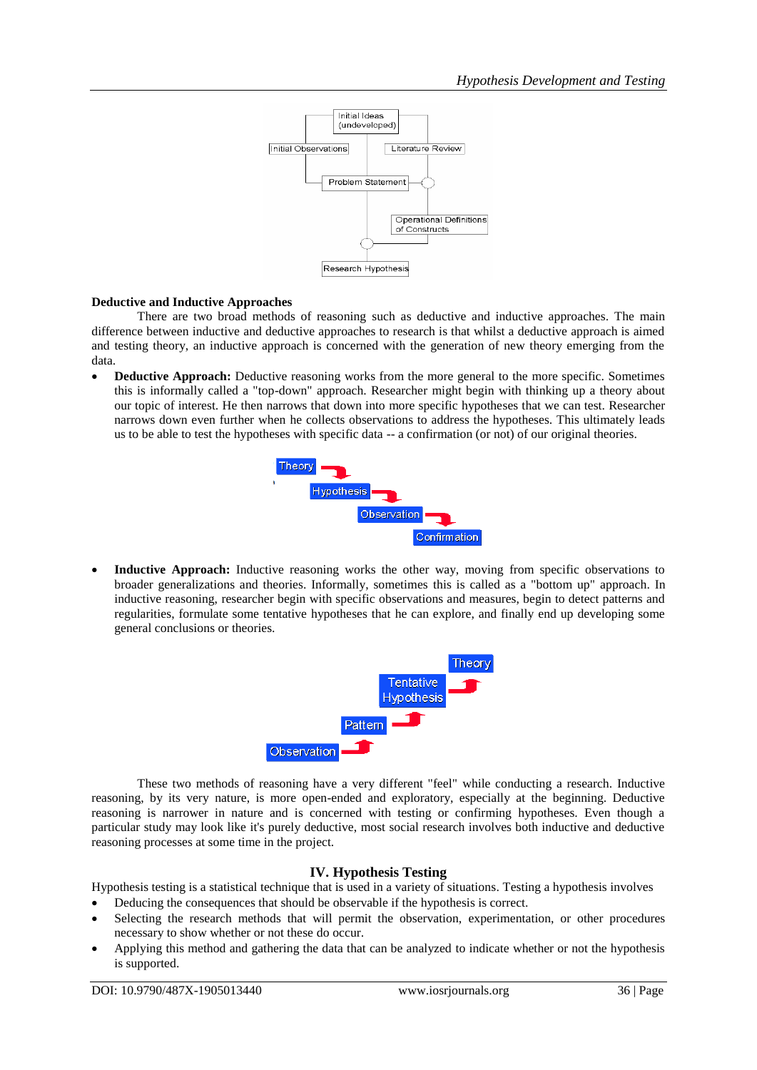**Deductive and Inductive Approaches**

There are two broad methods of reasoning such as deductive and inductive approaches. The main difference between inductive and deductive approaches to research is that whilst a deductive approach is aimed and testing theory, an inductive approach is concerned with the generation of new theory emerging from the data.

- **Deductive Approach:** Deductive reasoning works from the more general to the more specific. Sometimes this is informally called a "top-down" approach. Researcher might begin with thinking up a theory about our topic of interest. He then narrows that down into more specific hypotheses that we can test. Researcher narrows down even further when he collects observations to address the hypotheses. This ultimately leads us to be able to test the hypotheses with specific data -- a confirmation (or not) of our original theories.

- **Inductive Approach:** Inductive reasoning works the other way, moving from specific observations to broader generalizations and theories. Informally, sometimes this is called as a "bottom up" approach. In inductive reasoning, researcher begin with specific observations and measures, begin to detect patterns and regularities, formulate some tentative hypotheses that he can explore, and finally end up developing some general conclusions or theories.

These two methods of reasoning have a very different "feel" while conducting a research. Inductive reasoning, by its very nature, is more open-ended and exploratory, especially at the beginning. Deductive reasoning is narrower in nature and is concerned with testing or confirming hypotheses. Even though a particular study may look like it's purely deductive, most social research involves both inductive and deductive reasoning processes at some time in the project.

## IV. Hypothesis Testing

Hypothesis testing is a statistical technique that is used in a variety of situations. Testing a hypothesis involves

- Deducing the consequences that should be observable if the hypothesis is correct.
- Selecting the research methods that will permit the observation, experimentation, or other procedures necessary to show whether or not these do occur.
- Applying this method and gathering the data that can be analyzed to indicate whether or not the hypothesis is supported.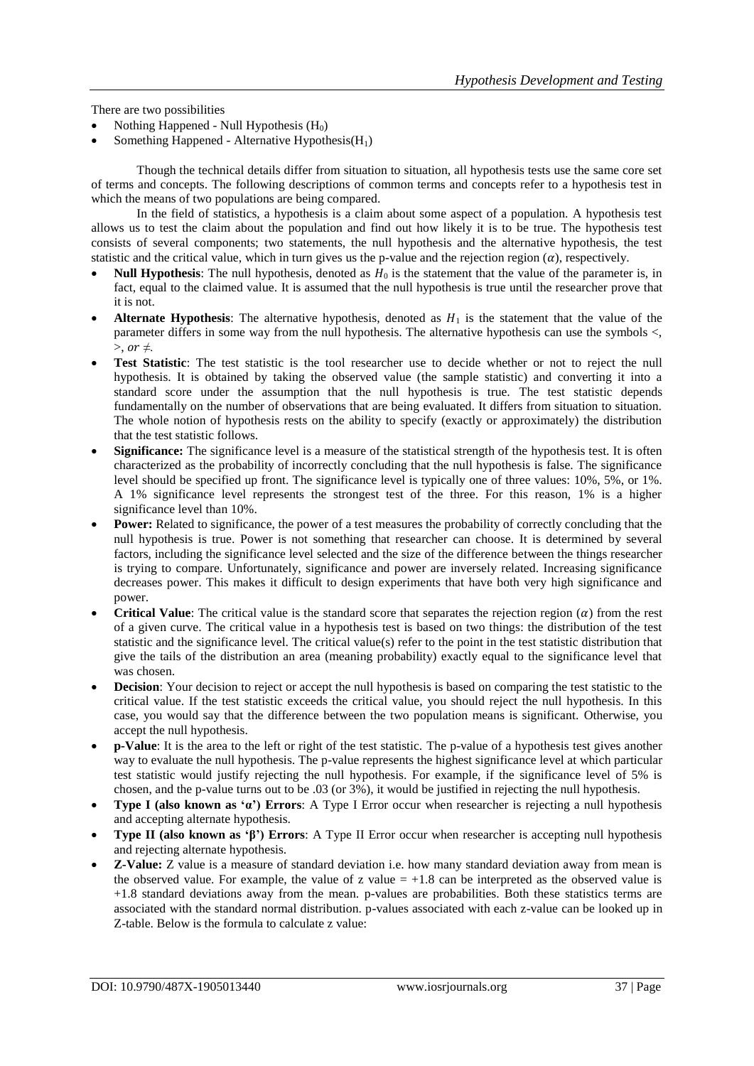There are two possibilities

- Nothing Happened - Null Hypothesis ($H_0$)
- Something Happened - Alternative Hypothesis($H_1$)

Though the technical details differ from situation to situation, all hypothesis tests use the same core set of terms and concepts. The following descriptions of common terms and concepts refer to a hypothesis test in which the means of two populations are being compared.

In the field of statistics, a hypothesis is a claim about some aspect of a population. A hypothesis test allows us to test the claim about the population and find out how likely it is to be true. The hypothesis test consists of several components; two statements, the null hypothesis and the alternative hypothesis, the test statistic and the critical value, which in turn gives us the p-value and the rejection region ($\alpha$), respectively.

- **Null Hypothesis**: The null hypothesis, denoted as $H_0$ is the statement that the value of the parameter is, in fact, equal to the claimed value. It is assumed that the null hypothesis is true until the researcher prove that it is not.
- **Alternate Hypothesis**: The alternative hypothesis, denoted as $H_1$ is the statement that the value of the parameter differs in some way from the null hypothesis. The alternative hypothesis can use the symbols $<$, $>$, *or* $\neq$.
- **Test Statistic**: The test statistic is the tool researcher use to decide whether or not to reject the null hypothesis. It is obtained by taking the observed value (the sample statistic) and converting it into a standard score under the assumption that the null hypothesis is true. The test statistic depends fundamentally on the number of observations that are being evaluated. It differs from situation to situation. The whole notion of hypothesis rests on the ability to specify (exactly or approximately) the distribution that the test statistic follows.
- **Significance:** The significance level is a measure of the statistical strength of the hypothesis test. It is often characterized as the probability of incorrectly concluding that the null hypothesis is false. The significance level should be specified up front. The significance level is typically one of three values: 10%, 5%, or 1%. A 1% significance level represents the strongest test of the three. For this reason, 1% is a higher significance level than 10%.
- **Power:** Related to significance, the power of a test measures the probability of correctly concluding that the null hypothesis is true. Power is not something that researcher can choose. It is determined by several factors, including the significance level selected and the size of the difference between the things researcher is trying to compare. Unfortunately, significance and power are inversely related. Increasing significance decreases power. This makes it difficult to design experiments that have both very high significance and power.
- **Critical Value**: The critical value is the standard score that separates the rejection region ($\alpha$) from the rest of a given curve. The critical value in a hypothesis test is based on two things: the distribution of the test statistic and the significance level. The critical value(s) refer to the point in the test statistic distribution that give the tails of the distribution an area (meaning probability) exactly equal to the significance level that was chosen.
- **Decision**: Your decision to reject or accept the null hypothesis is based on comparing the test statistic to the critical value. If the test statistic exceeds the critical value, you should reject the null hypothesis. In this case, you would say that the difference between the two population means is significant. Otherwise, you accept the null hypothesis.
- **p-Value**: It is the area to the left or right of the test statistic. The p-value of a hypothesis test gives another way to evaluate the null hypothesis. The p-value represents the highest significance level at which particular test statistic would justify rejecting the null hypothesis. For example, if the significance level of 5% is chosen, and the p-value turns out to be .03 (or 3%), it would be justified in rejecting the null hypothesis.
- **Type I (also known as 'α') Errors**: A Type I Error occur when researcher is rejecting a null hypothesis and accepting alternate hypothesis.
- **Type II (also known as 'β') Errors**: A Type II Error occur when researcher is accepting null hypothesis and rejecting alternate hypothesis.
- **Z-Value:** Z value is a measure of standard deviation i.e. how many standard deviation away from mean is the observed value. For example, the value of z value = +1.8 can be interpreted as the observed value is +1.8 standard deviations away from the mean. p-values are probabilities. Both these statistics terms are associated with the standard normal distribution. p-values associated with each z-value can be looked up in Z-table. Below is the formula to calculate z value: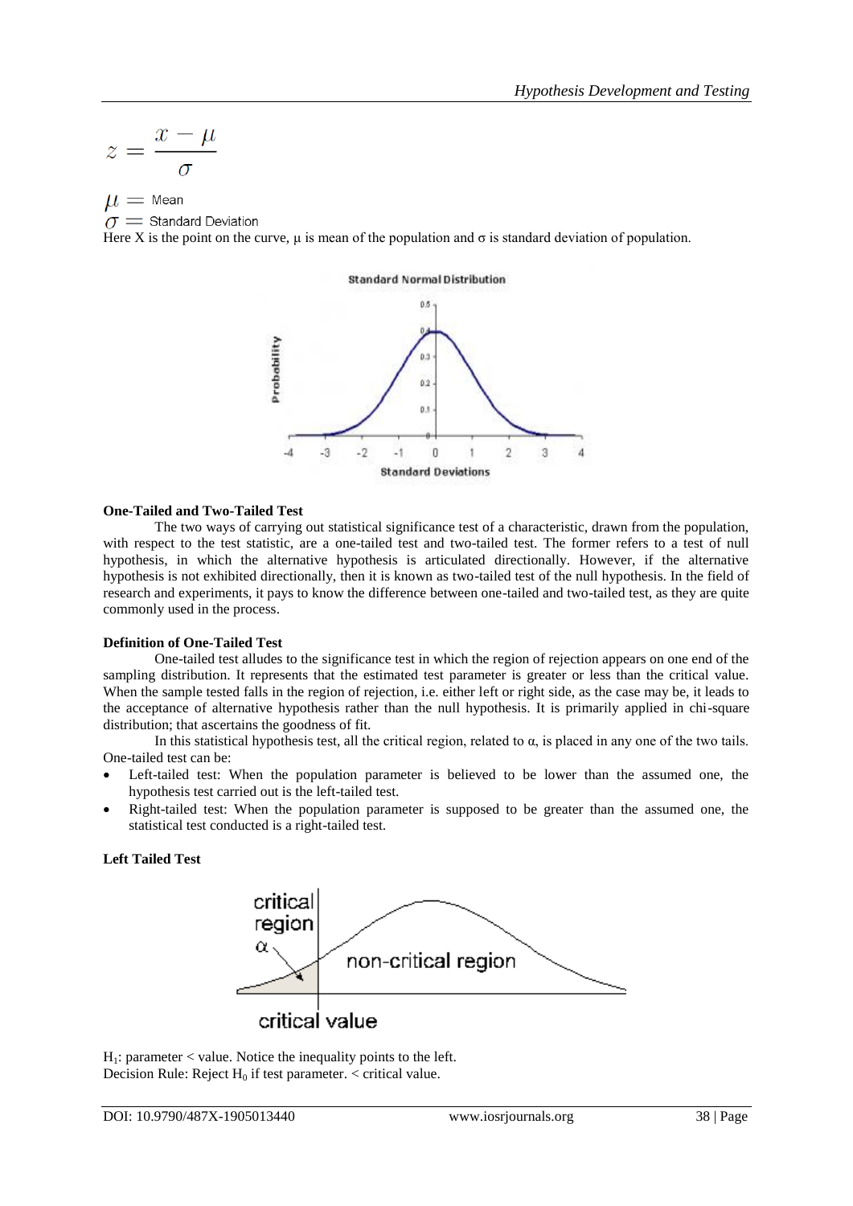$$z = \frac{x - \mu}{\sigma}$$

$\mu$ = Mean

$\sigma$ = Standard Deviation

Here X is the point on the curve, μ is mean of the population and σ is standard deviation of population.

**One-Tailed and Two-Tailed Test**

The two ways of carrying out statistical significance test of a characteristic, drawn from the population, with respect to the test statistic, are a one-tailed test and two-tailed test. The former refers to a test of null hypothesis, in which the alternative hypothesis is articulated directionally. However, if the alternative hypothesis is not exhibited directionally, then it is known as two-tailed test of the null hypothesis. In the field of research and experiments, it pays to know the difference between one-tailed and two-tailed test, as they are quite commonly used in the process.

**Definition of One-Tailed Test**

One-tailed test alludes to the significance test in which the region of rejection appears on one end of the sampling distribution. It represents that the estimated test parameter is greater or less than the critical value. When the sample tested falls in the region of rejection, i.e. either left or right side, as the case may be, it leads to the acceptance of alternative hypothesis rather than the null hypothesis. It is primarily applied in chi-square distribution; that ascertains the goodness of fit.

In this statistical hypothesis test, all the critical region, related to α, is placed in any one of the two tails. One-tailed test can be:

- Left-tailed test: When the population parameter is believed to be lower than the assumed one, the hypothesis test carried out is the left-tailed test.
- Right-tailed test: When the population parameter is supposed to be greater than the assumed one, the statistical test conducted is a right-tailed test.

**Left Tailed Test**

$H_1$: parameter < value. Notice the inequality points to the left.

Decision Rule: Reject $H_0$ if test parameter. < critical value.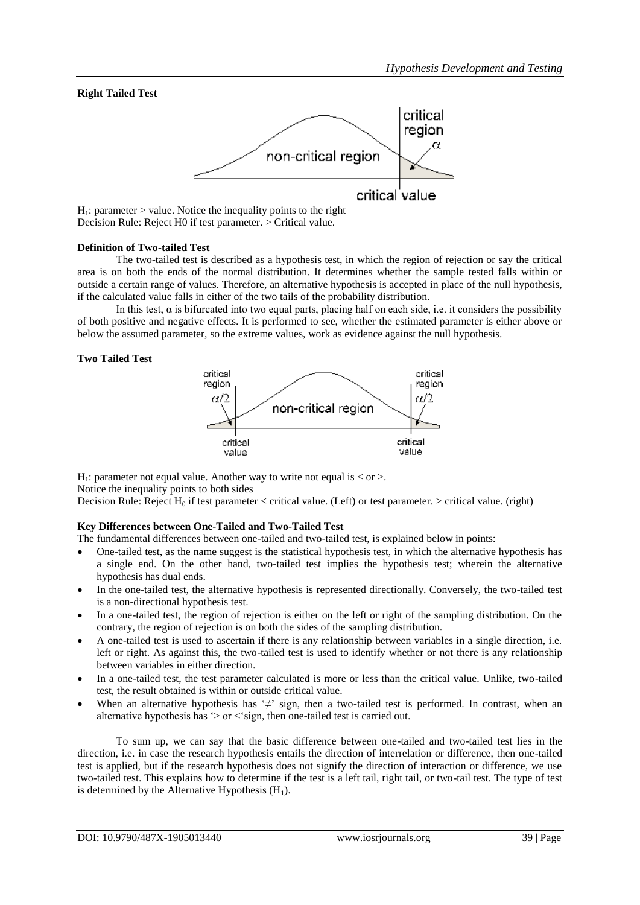**Right Tailed Test**

$H_1$: parameter > value. Notice the inequality points to the right
Decision Rule: Reject H0 if test parameter. > Critical value.

**Definition of Two-tailed Test**

The two-tailed test is described as a hypothesis test, in which the region of rejection or say the critical area is on both the ends of the normal distribution. It determines whether the sample tested falls within or outside a certain range of values. Therefore, an alternative hypothesis is accepted in place of the null hypothesis, if the calculated value falls in either of the two tails of the probability distribution.

In this test, $\alpha$ is bifurcated into two equal parts, placing half on each side, i.e. it considers the possibility of both positive and negative effects. It is performed to see, whether the estimated parameter is either above or below the assumed parameter, so the extreme values, work as evidence against the null hypothesis.

**Two Tailed Test**

$H_1$: parameter not equal value. Another way to write not equal is < or >.
Notice the inequality points to both sides
Decision Rule: Reject $H_0$ if test parameter < critical value. (Left) or test parameter. > critical value. (right)

**Key Differences between One-Tailed and Two-Tailed Test**

The fundamental differences between one-tailed and two-tailed test, is explained below in points:

- One-tailed test, as the name suggest is the statistical hypothesis test, in which the alternative hypothesis has a single end. On the other hand, two-tailed test implies the hypothesis test; wherein the alternative hypothesis has dual ends.
- In the one-tailed test, the alternative hypothesis is represented directionally. Conversely, the two-tailed test is a non-directional hypothesis test.
- In a one-tailed test, the region of rejection is either on the left or right of the sampling distribution. On the contrary, the region of rejection is on both the sides of the sampling distribution.
- A one-tailed test is used to ascertain if there is any relationship between variables in a single direction, i.e. left or right. As against this, the two-tailed test is used to identify whether or not there is any relationship between variables in either direction.
- In a one-tailed test, the test parameter calculated is more or less than the critical value. Unlike, two-tailed test, the result obtained is within or outside critical value.
- When an alternative hypothesis has '≠' sign, then a two-tailed test is performed. In contrast, when an alternative hypothesis has '> or <'sign, then one-tailed test is carried out.

To sum up, we can say that the basic difference between one-tailed and two-tailed test lies in the direction, i.e. in case the research hypothesis entails the direction of interrelation or difference, then one-tailed test is applied, but if the research hypothesis does not signify the direction of interaction or difference, we use two-tailed test. This explains how to determine if the test is a left tail, right tail, or two-tail test. The type of test is determined by the Alternative Hypothesis ($H_1$).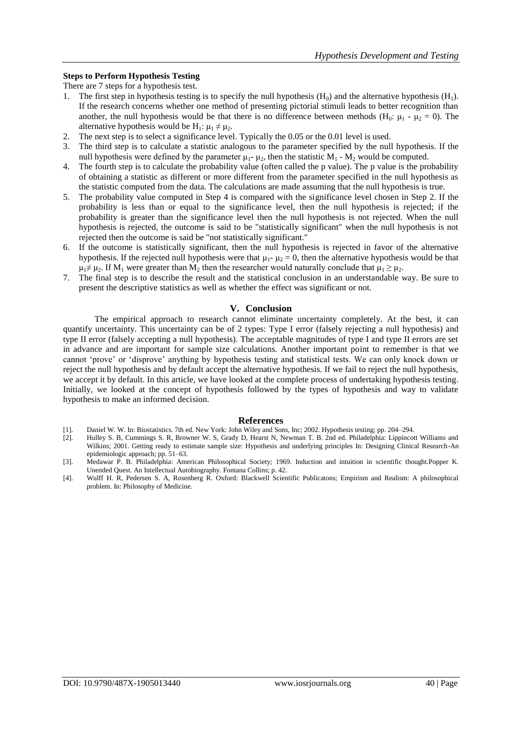**Steps to Perform Hypothesis Testing**

There are 7 steps for a hypothesis test.

1. The first step in hypothesis testing is to specify the null hypothesis ($H_0$) and the alternative hypothesis ($H_1$). If the research concerns whether one method of presenting pictorial stimuli leads to better recognition than another, the null hypothesis would be that there is no difference between methods ($H_0$: $\mu_1 - \mu_2 = 0$). The alternative hypothesis would be $H_1$: $\mu_1 \neq \mu_2$.
2. The next step is to select a significance level. Typically the 0.05 or the 0.01 level is used.
3. The third step is to calculate a statistic analogous to the parameter specified by the null hypothesis. If the null hypothesis were defined by the parameter $\mu_1 - \mu_2$, then the statistic $M_1 - M_2$ would be computed.
4. The fourth step is to calculate the probability value (often called the p value). The p value is the probability of obtaining a statistic as different or more different from the parameter specified in the null hypothesis as the statistic computed from the data. The calculations are made assuming that the null hypothesis is true.
5. The probability value computed in Step 4 is compared with the significance level chosen in Step 2. If the probability is less than or equal to the significance level, then the null hypothesis is rejected; if the probability is greater than the significance level then the null hypothesis is not rejected. When the null hypothesis is rejected, the outcome is said to be "statistically significant" when the null hypothesis is not rejected then the outcome is said be "not statistically significant."
6. If the outcome is statistically significant, then the null hypothesis is rejected in favor of the alternative hypothesis. If the rejected null hypothesis were that $\mu_1 - \mu_2 = 0$, then the alternative hypothesis would be that $\mu_1 \neq \mu_2$. If $M_1$ were greater than $M_2$ then the researcher would naturally conclude that $\mu_1 \geq \mu_2$.
7. The final step is to describe the result and the statistical conclusion in an understandable way. Be sure to present the descriptive statistics as well as whether the effect was significant or not.

## V. Conclusion

The empirical approach to research cannot eliminate uncertainty completely. At the best, it can quantify uncertainty. This uncertainty can be of 2 types: Type I error (falsely rejecting a null hypothesis) and type II error (falsely accepting a null hypothesis). The acceptable magnitudes of type I and type II errors are set in advance and are important for sample size calculations. Another important point to remember is that we cannot 'prove' or 'disprove' anything by hypothesis testing and statistical tests. We can only knock down or reject the null hypothesis and by default accept the alternative hypothesis. If we fail to reject the null hypothesis, we accept it by default. In this article, we have looked at the complete process of undertaking hypothesis testing. Initially, we looked at the concept of hypothesis followed by the types of hypothesis and way to validate hypothesis to make an informed decision.

## References

[1]. Daniel W. W. In: Biostatistics. 7th ed. New York: John Wiley and Sons, Inc; 2002. Hypothesis testing; pp. 204–294.

[2]. Hulley S. B, Cummings S. R, Browner W. S, Grady D, Hearst N, Newman T. B. 2nd ed. Philadelphia: Lippincott Williams and Wilkins; 2001. Getting ready to estimate sample size: Hypothesis and underlying principles In: Designing Clinical Research-An epidemiologic approach; pp. 51–63.

[3]. Medawar P. B. Philadelphia: American Philosophical Society; 1969. Induction and intuition in scientific thought.Popper K. Unended Quest. An Intellectual Autobiography. Fontana Collins; p. 42.

[4]. Wulff H. R, Pedersen S. A, Rosenberg R. Oxford: Blackwell Scientific Publicatons; Empirism and Realism: A philosophical problem. In: Philosophy of Medicine.